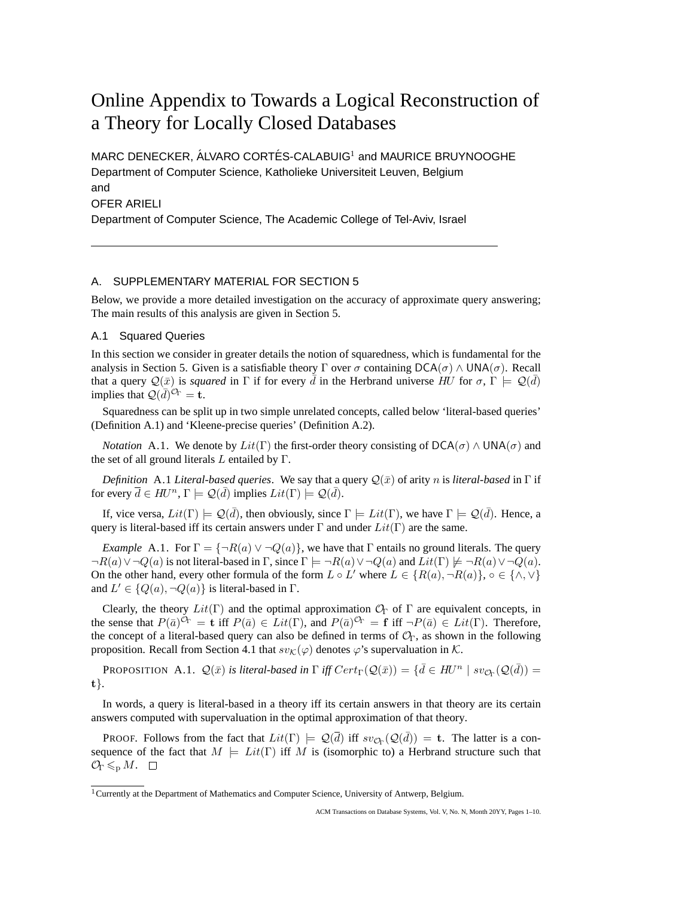# Online Appendix to Towards a Logical Reconstruction of a Theory for Locally Closed Databases

MARC DENECKER, ÁLVARO CORTÉS-CALABUIG[1] and MAURICE BRUYNOOGHE
Department of Computer Science, Katholieke Universiteit Leuven, Belgium
and
OFER ARIELI
Department of Computer Science, The Academic College of Tel-Aviv, Israel

---

## A. SUPPLEMENTARY MATERIAL FOR SECTION 5

Below, we provide a more detailed investigation on the accuracy of approximate query answering; The main results of this analysis are given in Section 5.

### A.1 Squared Queries

In this section we consider in greater details the notion of squaredness, which is fundamental for the analysis in Section 5. Given is a satisfiable theory $\Gamma$ over $\sigma$ containing $\mathsf{DCA}(\sigma) \wedge \mathsf{UNA}(\sigma)$. Recall that a query $\mathcal{Q}(\bar{x})$ is *squared* in $\Gamma$ if for every $\bar{d}$ in the Herbrand universe $HU$ for $\sigma$, $\Gamma \models \mathcal{Q}(\bar{d})$ implies that $\mathcal{Q}(\bar{d})^{\mathcal{O}_\Gamma} = \mathbf{t}$.

Squaredness can be split up in two simple unrelated concepts, called below 'literal-based queries' (Definition A.1) and 'Kleene-precise queries' (Definition A.2).

*Notation* A.1. We denote by $Lit(\Gamma)$ the first-order theory consisting of $\mathsf{DCA}(\sigma) \wedge \mathsf{UNA}(\sigma)$ and the set of all ground literals $L$ entailed by $\Gamma$.

*Definition* A.1 *Literal-based queries*. We say that a query $\mathcal{Q}(\bar{x})$ of arity $n$ is *literal-based* in $\Gamma$ if for every $\bar{d} \in HU^n$, $\Gamma \models \mathcal{Q}(\bar{d})$ implies $Lit(\Gamma) \models \mathcal{Q}(\bar{d})$.

If, vice versa, $Lit(\Gamma) \models \mathcal{Q}(\bar{d})$, then obviously, since $\Gamma \models Lit(\Gamma)$, we have $\Gamma \models \mathcal{Q}(\bar{d})$. Hence, a query is literal-based iff its certain answers under $\Gamma$ and under $Lit(\Gamma)$ are the same.

*Example* A.1. For $\Gamma = \{\neg R(a) \vee \neg Q(a)\}$, we have that $\Gamma$ entails no ground literals. The query $\neg R(a) \vee \neg Q(a)$ is not literal-based in $\Gamma$, since $\Gamma \models \neg R(a) \vee \neg Q(a)$ and $Lit(\Gamma) \not\models \neg R(a) \vee \neg Q(a)$. On the other hand, every other formula of the form $L \circ L'$ where $L \in \{R(a), \neg R(a)\}$, $\circ \in \{\wedge, \vee\}$ and $L' \in \{Q(a), \neg Q(a)\}$ is literal-based in $\Gamma$.

Clearly, the theory $Lit(\Gamma)$ and the optimal approximation $\mathcal{O}_\Gamma$ of $\Gamma$ are equivalent concepts, in the sense that $P(\bar{a})^{\mathcal{O}_\Gamma} = \mathbf{t}$ iff $P(\bar{a}) \in Lit(\Gamma)$, and $P(\bar{a})^{\mathcal{O}_\Gamma} = \mathbf{f}$ iff $\neg P(\bar{a}) \in Lit(\Gamma)$. Therefore, the concept of a literal-based query can also be defined in terms of $\mathcal{O}_\Gamma$, as shown in the following proposition. Recall from Section 4.1 that $sv_{\mathcal{K}}(\varphi)$ denotes $\varphi$'s supervaluation in $\mathcal{K}$.

PROPOSITION A.1. *$\mathcal{Q}(\bar{x})$ is literal-based in $\Gamma$ iff $Cert_\Gamma(\mathcal{Q}(\bar{x})) = \{\bar{d} \in HU^n \mid sv_{\mathcal{O}_\Gamma}(\mathcal{Q}(\bar{d})) = \mathbf{t}\}$.*

In words, a query is literal-based in a theory iff its certain answers in that theory are its certain answers computed with supervaluation in the optimal approximation of that theory.

PROOF. Follows from the fact that $Lit(\Gamma) \models \mathcal{Q}(\bar{d})$ iff $sv_{\mathcal{O}_\Gamma}(\mathcal{Q}(\bar{d})) = \mathbf{t}$. The latter is a consequence of the fact that $M \models Lit(\Gamma)$ iff $M$ is (isomorphic to) a Herbrand structure such that $\mathcal{O}_\Gamma \leqslant_p M$. $\square$

[1] Currently at the Department of Mathematics and Computer Science, University of Antwerp, Belgium.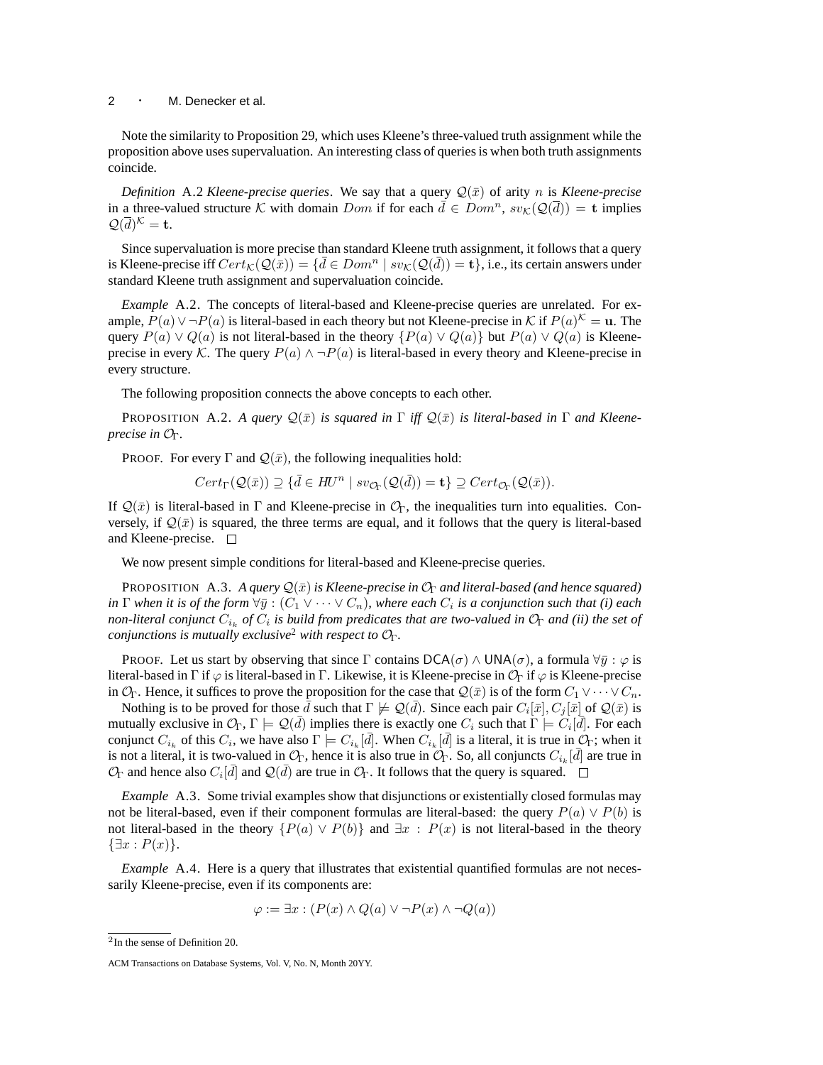Note the similarity to Proposition 29, which uses Kleene's three-valued truth assignment while the proposition above uses supervaluation. An interesting class of queries is when both truth assignments coincide.

*Definition* A.2 *Kleene-precise queries*. We say that a query $\mathcal{Q}(\bar{x})$ of arity $n$ is *Kleene-precise* in a three-valued structure $\mathcal{K}$ with domain $Dom$ if for each $\bar{d} \in Dom^n$, $sv_{\mathcal{K}}(\mathcal{Q}(\bar{d})) = \mathbf{t}$ implies $\mathcal{Q}(\bar{d})^{\mathcal{K}} = \mathbf{t}$.

Since supervaluation is more precise than standard Kleene truth assignment, it follows that a query is Kleene-precise iff $Cert_{\mathcal{K}}(\mathcal{Q}(\bar{x})) = \{\bar{d} \in Dom^n \mid sv_{\mathcal{K}}(\mathcal{Q}(\bar{d})) = \mathbf{t}\}$, i.e., its certain answers under standard Kleene truth assignment and supervaluation coincide.

*Example* A.2. The concepts of literal-based and Kleene-precise queries are unrelated. For example, $P(a) \vee \neg P(a)$ is literal-based in each theory but not Kleene-precise in $\mathcal{K}$ if $P(a)^{\mathcal{K}} = \mathbf{u}$. The query $P(a) \vee Q(a)$ is not literal-based in the theory $\{P(a) \vee Q(a)\}$ but $P(a) \vee Q(a)$ is Kleene-precise in every $\mathcal{K}$. The query $P(a) \wedge \neg P(a)$ is literal-based in every theory and Kleene-precise in every structure.

The following proposition connects the above concepts to each other.

PROPOSITION A.2. *A query $\mathcal{Q}(\bar{x})$ is squared in $\Gamma$ iff $\mathcal{Q}(\bar{x})$ is literal-based in $\Gamma$ and Kleene-precise in $\mathcal{O}_\Gamma$.*

PROOF. For every $\Gamma$ and $\mathcal{Q}(\bar{x})$, the following inequalities hold:

$$Cert_\Gamma(\mathcal{Q}(\bar{x})) \supseteq \{\bar{d} \in HU^n \mid sv_{\mathcal{O}_\Gamma}(\mathcal{Q}(\bar{d})) = \mathbf{t}\} \supseteq Cert_{\mathcal{O}_\Gamma}(\mathcal{Q}(\bar{x})).$$

If $\mathcal{Q}(\bar{x})$ is literal-based in $\Gamma$ and Kleene-precise in $\mathcal{O}_\Gamma$, the inequalities turn into equalities. Conversely, if $\mathcal{Q}(\bar{x})$ is squared, the three terms are equal, and it follows that the query is literal-based and Kleene-precise. □

We now present simple conditions for literal-based and Kleene-precise queries.

PROPOSITION A.3. *A query $\mathcal{Q}(\bar{x})$ is Kleene-precise in $\mathcal{O}_\Gamma$ and literal-based (and hence squared) in $\Gamma$ when it is of the form $\forall \bar{y} : (C_1 \vee \cdots \vee C_n)$, where each $C_i$ is a conjunction such that (i) each non-literal conjunct $C_{i_k}$ of $C_i$ is build from predicates that are two-valued in $\mathcal{O}_\Gamma$ and (ii) the set of conjunctions is mutually exclusive*[2] *with respect to $\mathcal{O}_\Gamma$.*

PROOF. Let us start by observing that since $\Gamma$ contains $\mathsf{DCA}(\sigma) \wedge \mathsf{UNA}(\sigma)$, a formula $\forall \bar{y} : \varphi$ is literal-based in $\Gamma$ if $\varphi$ is literal-based in $\Gamma$. Likewise, it is Kleene-precise in $\mathcal{O}_\Gamma$ if $\varphi$ is Kleene-precise in $\mathcal{O}_\Gamma$. Hence, it suffices to prove the proposition for the case that $\mathcal{Q}(\bar{x})$ is of the form $C_1 \vee \cdots \vee C_n$.

Nothing is to be proved for those $\bar{d}$ such that $\Gamma \not\models \mathcal{Q}(\bar{d})$. Since each pair $C_i[\bar{x}], C_j[\bar{x}]$ of $\mathcal{Q}(\bar{x})$ is mutually exclusive in $\mathcal{O}_\Gamma$, $\Gamma \models \mathcal{Q}(\bar{d})$ implies there is exactly one $C_i$ such that $\Gamma \models C_i[\bar{d}]$. For each conjunct $C_{i_k}$ of this $C_i$, we have also $\Gamma \models C_{i_k}[\bar{d}]$. When $C_{i_k}[\bar{d}]$ is a literal, it is true in $\mathcal{O}_\Gamma$; when it is not a literal, it is two-valued in $\mathcal{O}_\Gamma$, hence it is also true in $\mathcal{O}_\Gamma$. So, all conjuncts $C_{i_k}[\bar{d}]$ are true in $\mathcal{O}_\Gamma$ and hence also $C_i[\bar{d}]$ and $\mathcal{Q}(\bar{d})$ are true in $\mathcal{O}_\Gamma$. It follows that the query is squared. □

*Example* A.3. Some trivial examples show that disjunctions or existentially closed formulas may not be literal-based, even if their component formulas are literal-based: the query $P(a) \vee P(b)$ is not literal-based in the theory $\{P(a) \vee P(b)\}$ and $\exists x : P(x)$ is not literal-based in the theory $\{\exists x : P(x)\}$.

*Example* A.4. Here is a query that illustrates that existential quantified formulas are not necessarily Kleene-precise, even if its components are:

$$\varphi := \exists x : (P(x) \wedge Q(a) \vee \neg P(x) \wedge \neg Q(a))$$

[2] In the sense of Definition 20.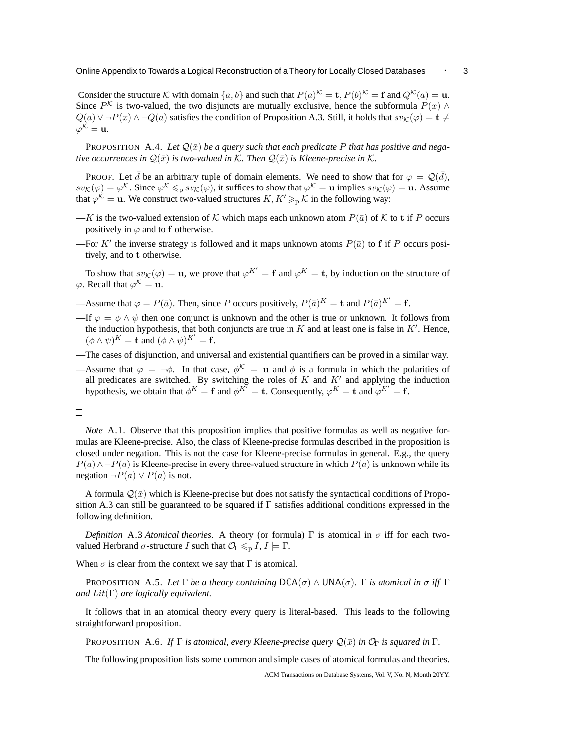Consider the structure $\mathcal{K}$ with domain $\{a, b\}$ and such that $P(a)^{\mathcal{K}} = \mathbf{t}$, $P(b)^{\mathcal{K}} = \mathbf{f}$ and $Q^{\mathcal{K}}(a) = \mathbf{u}$. Since $P^{\mathcal{K}}$ is two-valued, the two disjuncts are mutually exclusive, hence the subformula $P(x) \wedge Q(a) \vee \neg P(x) \wedge \neg Q(a)$ satisfies the condition of Proposition A.3. Still, it holds that $sv_{\mathcal{K}}(\varphi) = \mathbf{t} \neq \varphi^{\mathcal{K}} = \mathbf{u}$.

PROPOSITION A.4. *Let $\mathcal{Q}(\bar{x})$ be a query such that each predicate $P$ that has positive and negative occurrences in $\mathcal{Q}(\bar{x})$ is two-valued in $\mathcal{K}$. Then $\mathcal{Q}(\bar{x})$ is Kleene-precise in $\mathcal{K}$.*

PROOF. Let $\bar{d}$ be an arbitrary tuple of domain elements. We need to show that for $\varphi = \mathcal{Q}(\bar{d})$, $sv_{\mathcal{K}}(\varphi) = \varphi^{\mathcal{K}}$. Since $\varphi^{\mathcal{K}} \leqslant_{\mathrm{p}} sv_{\mathcal{K}}(\varphi)$, it suffices to show that $\varphi^{\mathcal{K}} = \mathbf{u}$ implies $sv_{\mathcal{K}}(\varphi) = \mathbf{u}$. Assume that $\varphi^{\mathcal{K}} = \mathbf{u}$. We construct two-valued structures $K, K' \geqslant_{\mathrm{p}} \mathcal{K}$ in the following way:

—$K$ is the two-valued extension of $\mathcal{K}$ which maps each unknown atom $P(\bar{a})$ of $\mathcal{K}$ to $\mathbf{t}$ if $P$ occurs positively in $\varphi$ and to $\mathbf{f}$ otherwise.

—For $K'$ the inverse strategy is followed and it maps unknown atoms $P(\bar{a})$ to $\mathbf{f}$ if $P$ occurs positively, and to $\mathbf{t}$ otherwise.

To show that $sv_{\mathcal{K}}(\varphi) = \mathbf{u}$, we prove that $\varphi^{K'} = \mathbf{f}$ and $\varphi^{K} = \mathbf{t}$, by induction on the structure of $\varphi$. Recall that $\varphi^{\mathcal{K}} = \mathbf{u}$.

—Assume that $\varphi = P(\bar{a})$. Then, since $P$ occurs positively, $P(\bar{a})^K = \mathbf{t}$ and $P(\bar{a})^{K'} = \mathbf{f}$.

—If $\varphi = \phi \wedge \psi$ then one conjunct is unknown and the other is true or unknown. It follows from the induction hypothesis, that both conjuncts are true in $K$ and at least one is false in $K'$. Hence, $(\phi \wedge \psi)^K = \mathbf{t}$ and $(\phi \wedge \psi)^{K'} = \mathbf{f}$.

—The cases of disjunction, and universal and existential quantifiers can be proved in a similar way.

—Assume that $\varphi = \neg\phi$. In that case, $\phi^{\mathcal{K}} = \mathbf{u}$ and $\phi$ is a formula in which the polarities of all predicates are switched. By switching the roles of $K$ and $K'$ and applying the induction hypothesis, we obtain that $\phi^K = \mathbf{f}$ and $\phi^{K'} = \mathbf{t}$. Consequently, $\varphi^K = \mathbf{t}$ and $\varphi^{K'} = \mathbf{f}$.

□

*Note* A.1. Observe that this proposition implies that positive formulas as well as negative formulas are Kleene-precise. Also, the class of Kleene-precise formulas described in the proposition is closed under negation. This is not the case for Kleene-precise formulas in general. E.g., the query $P(a) \wedge \neg P(a)$ is Kleene-precise in every three-valued structure in which $P(a)$ is unknown while its negation $\neg P(a) \vee P(a)$ is not.

A formula $\mathcal{Q}(\bar{x})$ which is Kleene-precise but does not satisfy the syntactical conditions of Proposition A.3 can still be guaranteed to be squared if $\Gamma$ satisfies additional conditions expressed in the following definition.

*Definition* A.3 *Atomical theories*. A theory (or formula) $\Gamma$ is atomical in $\sigma$ iff for each two-valued Herbrand $\sigma$-structure $I$ such that $\mathcal{O}_\Gamma \leqslant_{\mathrm{p}} I$, $I \models \Gamma$.

When $\sigma$ is clear from the context we say that $\Gamma$ is atomical.

PROPOSITION A.5. *Let $\Gamma$ be a theory containing $\mathsf{DCA}(\sigma) \wedge \mathsf{UNA}(\sigma)$. $\Gamma$ is atomical in $\sigma$ iff $\Gamma$ and $Lit(\Gamma)$ are logically equivalent.*

It follows that in an atomical theory every query is literal-based. This leads to the following straightforward proposition.

PROPOSITION A.6. *If $\Gamma$ is atomical, every Kleene-precise query $\mathcal{Q}(\bar{x})$ in $\mathcal{O}_\Gamma$ is squared in $\Gamma$.*

The following proposition lists some common and simple cases of atomical formulas and theories.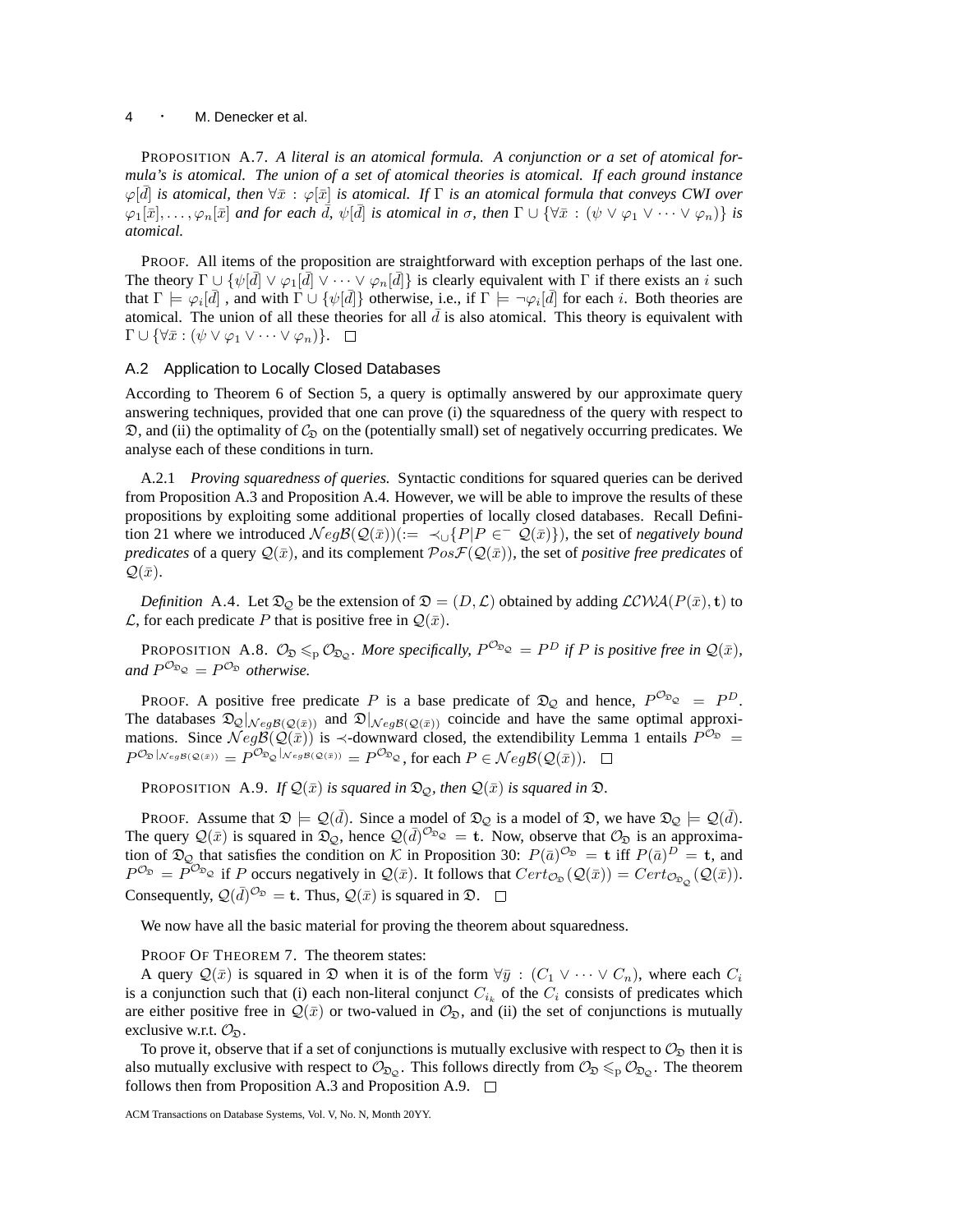PROPOSITION A.7. *A literal is an atomical formula. A conjunction or a set of atomical formula's is atomical. The union of a set of atomical theories is atomical. If each ground instance $\varphi[\bar{d}]$ is atomical, then $\forall \bar{x} : \varphi[\bar{x}]$ is atomical. If $\Gamma$ is an atomical formula that conveys CWI over $\varphi_1[\bar{x}], \ldots, \varphi_n[\bar{x}]$ and for each $\bar{d}$, $\psi[\bar{d}]$ is atomical in $\sigma$, then $\Gamma \cup \{\forall \bar{x} : (\psi \vee \varphi_1 \vee \cdots \vee \varphi_n)\}$ is atomical.*

PROOF. All items of the proposition are straightforward with exception perhaps of the last one. The theory $\Gamma \cup \{\psi[\bar{d}] \vee \varphi_1[\bar{d}] \vee \cdots \vee \varphi_n[\bar{d}]\}$ is clearly equivalent with $\Gamma$ if there exists an $i$ such that $\Gamma \models \varphi_i[\bar{d}]$ , and with $\Gamma \cup \{\psi[\bar{d}]\}$ otherwise, i.e., if $\Gamma \models \neg\varphi_i[\bar{d}]$ for each $i$. Both theories are atomical. The union of all these theories for all $\bar{d}$ is also atomical. This theory is equivalent with $\Gamma \cup \{\forall \bar{x} : (\psi \vee \varphi_1 \vee \cdots \vee \varphi_n)\}$. $\square$

### A.2 Application to Locally Closed Databases

According to Theorem 6 of Section 5, a query is optimally answered by our approximate query answering techniques, provided that one can prove (i) the squaredness of the query with respect to $\mathfrak{D}$, and (ii) the optimality of $\mathcal{C}_{\mathfrak{D}}$ on the (potentially small) set of negatively occurring predicates. We analyse each of these conditions in turn.

A.2.1 *Proving squaredness of queries.* Syntactic conditions for squared queries can be derived from Proposition A.3 and Proposition A.4. However, we will be able to improve the results of these propositions by exploiting some additional properties of locally closed databases. Recall Definition 21 where we introduced $\mathcal{N}eg\mathcal{B}(\mathcal{Q}(\bar{x}))(:= \prec_{\cup}\{P|P \in^{-} \mathcal{Q}(\bar{x})\})$, the set of *negatively bound predicates* of a query $\mathcal{Q}(\bar{x})$, and its complement $\mathcal{P}os\mathcal{F}(\mathcal{Q}(\bar{x}))$, the set of *positive free predicates* of $\mathcal{Q}(\bar{x})$.

*Definition* A.4. Let $\mathfrak{D}_{\mathcal{Q}}$ be the extension of $\mathfrak{D} = (D, \mathcal{L})$ obtained by adding $\mathcal{LCWA}(P(\bar{x}), \mathbf{t})$ to $\mathcal{L}$, for each predicate $P$ that is positive free in $\mathcal{Q}(\bar{x})$.

PROPOSITION A.8. *$\mathcal{O}_{\mathfrak{D}} \leqslant_{\mathrm{p}} \mathcal{O}_{\mathfrak{D}_{\mathcal{Q}}}$. More specifically, $P^{\mathcal{O}_{\mathfrak{D}_{\mathcal{Q}}}} = P^D$ if $P$ is positive free in $\mathcal{Q}(\bar{x})$, and $P^{\mathcal{O}_{\mathfrak{D}_{\mathcal{Q}}}} = P^{\mathcal{O}_{\mathfrak{D}}}$ otherwise.*

PROOF. A positive free predicate $P$ is a base predicate of $\mathfrak{D}_{\mathcal{Q}}$ and hence, $P^{\mathcal{O}_{\mathfrak{D}_{\mathcal{Q}}}} = P^D$. The databases $\mathfrak{D}_{\mathcal{Q}}|_{\mathcal{N}eg\mathcal{B}(\mathcal{Q}(\bar{x}))}$ and $\mathfrak{D}|_{\mathcal{N}eg\mathcal{B}(\mathcal{Q}(\bar{x}))}$ coincide and have the same optimal approximations. Since $\mathcal{N}eg\mathcal{B}(\mathcal{Q}(\bar{x}))$ is $\prec$-downward closed, the extendibility Lemma 1 entails $P^{\mathcal{O}_{\mathfrak{D}}} = P^{\mathcal{O}_{\mathfrak{D}}|_{\mathcal{N}eg\mathcal{B}(\mathcal{Q}(\bar{x}))}} = P^{\mathcal{O}_{\mathfrak{D}_{\mathcal{Q}}}|_{\mathcal{N}eg\mathcal{B}(\mathcal{Q}(\bar{x}))}} = P^{\mathcal{O}_{\mathfrak{D}_{\mathcal{Q}}}}$, for each $P \in \mathcal{N}eg\mathcal{B}(\mathcal{Q}(\bar{x}))$. $\square$

PROPOSITION A.9. *If $\mathcal{Q}(\bar{x})$ is squared in $\mathfrak{D}_{\mathcal{Q}}$, then $\mathcal{Q}(\bar{x})$ is squared in $\mathfrak{D}$.*

PROOF. Assume that $\mathfrak{D} \models \mathcal{Q}(\bar{d})$. Since a model of $\mathfrak{D}_{\mathcal{Q}}$ is a model of $\mathfrak{D}$, we have $\mathfrak{D}_{\mathcal{Q}} \models \mathcal{Q}(\bar{d})$. The query $\mathcal{Q}(\bar{x})$ is squared in $\mathfrak{D}_{\mathcal{Q}}$, hence $\mathcal{Q}(\bar{d})^{\mathcal{O}_{\mathfrak{D}_{\mathcal{Q}}}} = \mathbf{t}$. Now, observe that $\mathcal{O}_{\mathfrak{D}}$ is an approximation of $\mathfrak{D}_{\mathcal{Q}}$ that satisfies the condition on $\mathcal{K}$ in Proposition 30: $P(\bar{a})^{\mathcal{O}_{\mathfrak{D}}} = \mathbf{t}$ iff $P(\bar{a})^D = \mathbf{t}$, and $P^{\mathcal{O}_{\mathfrak{D}}} = P^{\mathcal{O}_{\mathfrak{D}_{\mathcal{Q}}}}$ if $P$ occurs negatively in $\mathcal{Q}(\bar{x})$. It follows that $Cert_{\mathcal{O}_{\mathfrak{D}}}(\mathcal{Q}(\bar{x})) = Cert_{\mathcal{O}_{\mathfrak{D}_{\mathcal{Q}}}}(\mathcal{Q}(\bar{x}))$. Consequently, $\mathcal{Q}(\bar{d})^{\mathcal{O}_{\mathfrak{D}}} = \mathbf{t}$. Thus, $\mathcal{Q}(\bar{x})$ is squared in $\mathfrak{D}$. $\square$

We now have all the basic material for proving the theorem about squaredness.

PROOF OF THEOREM 7. The theorem states:

A query $\mathcal{Q}(\bar{x})$ is squared in $\mathfrak{D}$ when it is of the form $\forall \bar{y} : (C_1 \vee \cdots \vee C_n)$, where each $C_i$ is a conjunction such that (i) each non-literal conjunct $C_{i_k}$ of the $C_i$ consists of predicates which are either positive free in $\mathcal{Q}(\bar{x})$ or two-valued in $\mathcal{O}_{\mathfrak{D}}$, and (ii) the set of conjunctions is mutually exclusive w.r.t. $\mathcal{O}_{\mathfrak{D}}$.

To prove it, observe that if a set of conjunctions is mutually exclusive with respect to $\mathcal{O}_{\mathfrak{D}}$ then it is also mutually exclusive with respect to $\mathcal{O}_{\mathfrak{D}_{\mathcal{Q}}}$. This follows directly from $\mathcal{O}_{\mathfrak{D}} \leqslant_{\mathrm{p}} \mathcal{O}_{\mathfrak{D}_{\mathcal{Q}}}$. The theorem follows then from Proposition A.3 and Proposition A.9. $\square$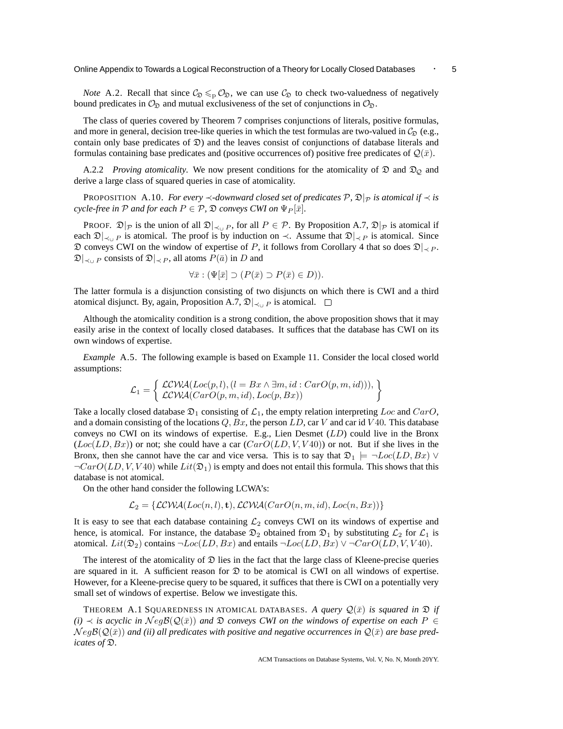*Note* A.2. Recall that since $\mathcal{C}_\mathfrak{D} \leqslant_\mathrm{p} \mathcal{O}_\mathfrak{D}$, we can use $\mathcal{C}_\mathfrak{D}$ to check two-valuedness of negatively bound predicates in $\mathcal{O}_\mathfrak{D}$ and mutual exclusiveness of the set of conjunctions in $\mathcal{O}_\mathfrak{D}$.

The class of queries covered by Theorem 7 comprises conjunctions of literals, positive formulas, and more in general, decision tree-like queries in which the test formulas are two-valued in $\mathcal{C}_\mathfrak{D}$ (e.g., contain only base predicates of $\mathfrak{D}$) and the leaves consist of conjunctions of database literals and formulas containing base predicates and (positive occurrences of) positive free predicates of $\mathcal{Q}(\bar{x})$.

A.2.2 *Proving atomicality*. We now present conditions for the atomicality of $\mathfrak{D}$ and $\mathfrak{D}_\mathcal{Q}$ and derive a large class of squared queries in case of atomicality.

PROPOSITION A.10. *For every $\prec$-downward closed set of predicates $\mathcal{P}$, $\mathfrak{D}|_\mathcal{P}$ is atomical if $\prec$ is cycle-free in $\mathcal{P}$ and for each $P \in \mathcal{P}$, $\mathfrak{D}$ conveys CWI on $\Psi_P[\bar{x}]$.*

PROOF. $\mathfrak{D}|_\mathcal{P}$ is the union of all $\mathfrak{D}|_{\prec_\cup P}$, for all $P \in \mathcal{P}$. By Proposition A.7, $\mathfrak{D}|_\mathcal{P}$ is atomical if each $\mathfrak{D}|_{\prec_\cup P}$ is atomical. The proof is by induction on $\prec$. Assume that $\mathfrak{D}|_{\prec P}$ is atomical. Since $\mathfrak{D}$ conveys CWI on the window of expertise of $P$, it follows from Corollary 4 that so does $\mathfrak{D}|_{\prec P}$. $\mathfrak{D}|_{\prec_\cup P}$ consists of $\mathfrak{D}|_{\prec P}$, all atoms $P(\bar{a})$ in $D$ and

$$\forall \bar{x} : (\Psi[\bar{x}] \supset (P(\bar{x}) \supset P(\bar{x}) \in D)).$$

The latter formula is a disjunction consisting of two disjuncts on which there is CWI and a third atomical disjunct. By, again, Proposition A.7, $\mathfrak{D}|_{\prec_\cup P}$ is atomical. $\square$

Although the atomicality condition is a strong condition, the above proposition shows that it may easily arise in the context of locally closed databases. It suffices that the database has CWI on its own windows of expertise.

*Example* A.5. The following example is based on Example 11. Consider the local closed world assumptions:

$$\mathcal{L}_1 = \left\{ \begin{array}{l} \mathcal{LCWA}(Loc(p,l), (l = Bx \wedge \exists m, id : CarO(p,m,id))), \\ \mathcal{LCWA}(CarO(p,m,id), Loc(p,Bx)) \end{array} \right\}$$

Take a locally closed database $\mathfrak{D}_1$ consisting of $\mathcal{L}_1$, the empty relation interpreting $Loc$ and $CarO$, and a domain consisting of the locations $Q, Bx$, the person $LD$, car $V$ and car id $V40$. This database conveys no CWI on its windows of expertise. E.g., Lien Desmet ($LD$) could live in the Bronx ($Loc(LD,Bx)$) or not; she could have a car ($CarO(LD,V,V40)$) or not. But if she lives in the Bronx, then she cannot have the car and vice versa. This is to say that $\mathfrak{D}_1 \models \neg Loc(LD,Bx) \vee \neg CarO(LD,V,V40)$ while $Lit(\mathfrak{D}_1)$ is empty and does not entail this formula. This shows that this database is not atomical.

On the other hand consider the following LCWA's:

$$\mathcal{L}_2 = \{\mathcal{LCWA}(Loc(n,l),\mathbf{t}), \mathcal{LCWA}(CarO(n,m,id), Loc(n,Bx))\}$$

It is easy to see that each database containing $\mathcal{L}_2$ conveys CWI on its windows of expertise and hence, is atomical. For instance, the database $\mathfrak{D}_2$ obtained from $\mathfrak{D}_1$ by substituting $\mathcal{L}_2$ for $\mathcal{L}_1$ is atomical. $Lit(\mathfrak{D}_2)$ contains $\neg Loc(LD,Bx)$ and entails $\neg Loc(LD,Bx) \vee \neg CarO(LD,V,V40)$.

The interest of the atomicality of $\mathfrak{D}$ lies in the fact that the large class of Kleene-precise queries are squared in it. A sufficient reason for $\mathfrak{D}$ to be atomical is CWI on all windows of expertise. However, for a Kleene-precise query to be squared, it suffices that there is CWI on a potentially very small set of windows of expertise. Below we investigate this.

THEOREM A.1 SQUAREDNESS IN ATOMICAL DATABASES. *A query $\mathcal{Q}(\bar{x})$ is squared in $\mathfrak{D}$ if (i) $\prec$ is acyclic in $\mathcal{N}eg\mathcal{B}(\mathcal{Q}(\bar{x}))$ and $\mathfrak{D}$ conveys CWI on the windows of expertise on each $P \in \mathcal{N}eg\mathcal{B}(\mathcal{Q}(\bar{x}))$ and (ii) all predicates with positive and negative occurrences in $\mathcal{Q}(\bar{x})$ are base predicates of $\mathfrak{D}$.*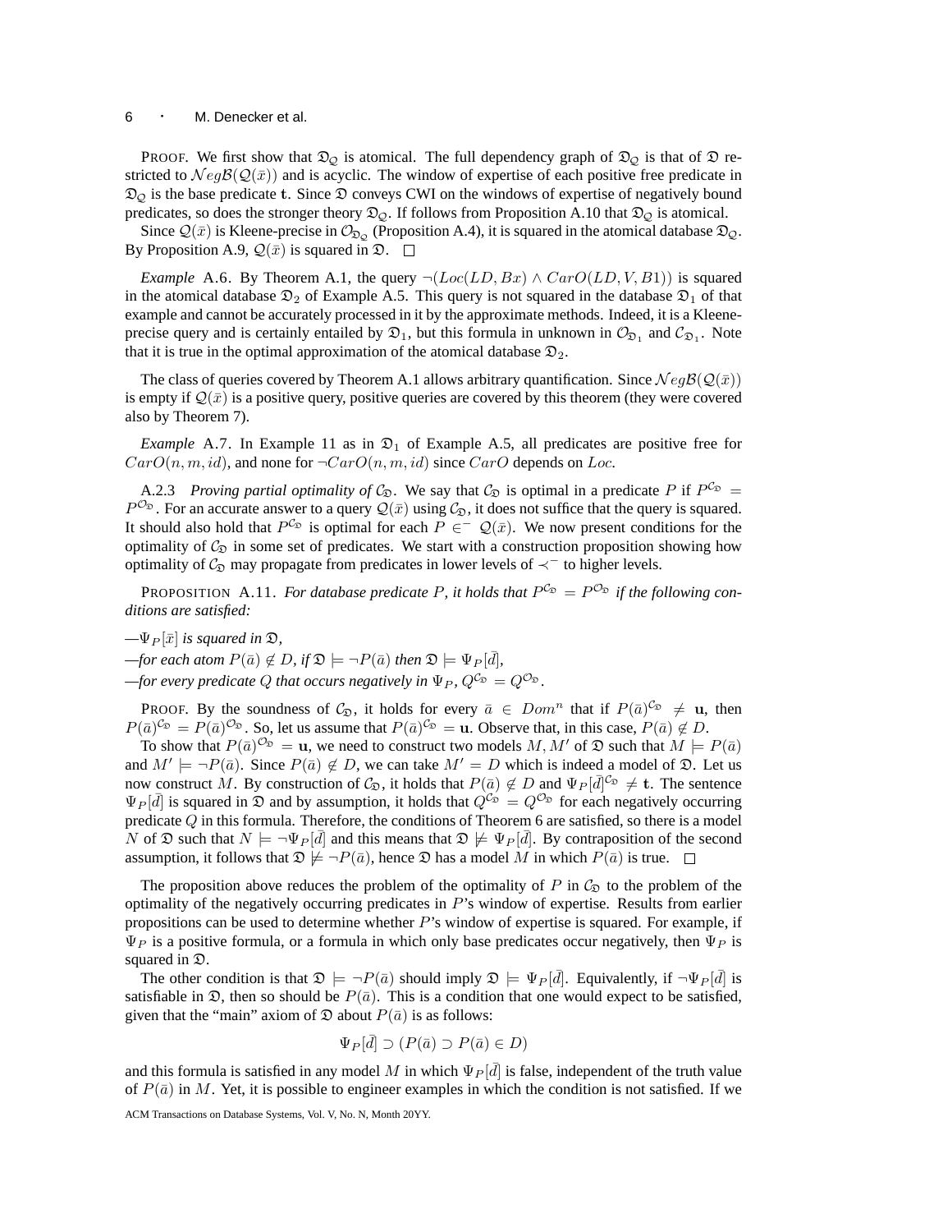PROOF. We first show that $\mathfrak{D}_\mathcal{Q}$ is atomical. The full dependency graph of $\mathfrak{D}_\mathcal{Q}$ is that of $\mathfrak{D}$ restricted to $\mathcal{N}eg\mathcal{B}(\mathcal{Q}(\bar{x}))$ and is acyclic. The window of expertise of each positive free predicate in $\mathfrak{D}_\mathcal{Q}$ is the base predicate $\mathbf{t}$. Since $\mathfrak{D}$ conveys CWI on the windows of expertise of negatively bound predicates, so does the stronger theory $\mathfrak{D}_\mathcal{Q}$. If follows from Proposition A.10 that $\mathfrak{D}_\mathcal{Q}$ is atomical.

Since $\mathcal{Q}(\bar{x})$ is Kleene-precise in $\mathcal{O}_{\mathfrak{D}_\mathcal{Q}}$ (Proposition A.4), it is squared in the atomical database $\mathfrak{D}_\mathcal{Q}$. By Proposition A.9, $\mathcal{Q}(\bar{x})$ is squared in $\mathfrak{D}$. $\square$

*Example* A.6. By Theorem A.1, the query $\neg(Loc(LD, Bx) \wedge CarO(LD, V, B1))$ is squared in the atomical database $\mathfrak{D}_2$ of Example A.5. This query is not squared in the database $\mathfrak{D}_1$ of that example and cannot be accurately processed in it by the approximate methods. Indeed, it is a Kleene-precise query and is certainly entailed by $\mathfrak{D}_1$, but this formula in unknown in $\mathcal{O}_{\mathfrak{D}_1}$ and $\mathcal{C}_{\mathfrak{D}_1}$. Note that it is true in the optimal approximation of the atomical database $\mathfrak{D}_2$.

The class of queries covered by Theorem A.1 allows arbitrary quantification. Since $\mathcal{N}eg\mathcal{B}(\mathcal{Q}(\bar{x}))$ is empty if $\mathcal{Q}(\bar{x})$ is a positive query, positive queries are covered by this theorem (they were covered also by Theorem 7).

*Example* A.7. In Example 11 as in $\mathfrak{D}_1$ of Example A.5, all predicates are positive free for $CarO(n, m, id)$, and none for $\neg CarO(n, m, id)$ since $CarO$ depends on $Loc$.

A.2.3 *Proving partial optimality of* $\mathcal{C}_\mathfrak{D}$. We say that $\mathcal{C}_\mathfrak{D}$ is optimal in a predicate $P$ if $P^{\mathcal{C}_\mathfrak{D}} = P^{\mathcal{O}_\mathfrak{D}}$. For an accurate answer to a query $\mathcal{Q}(\bar{x})$ using $\mathcal{C}_\mathfrak{D}$, it does not suffice that the query is squared. It should also hold that $P^{\mathcal{C}_\mathfrak{D}}$ is optimal for each $P \in^- \mathcal{Q}(\bar{x})$. We now present conditions for the optimality of $\mathcal{C}_\mathfrak{D}$ in some set of predicates. We start with a construction proposition showing how optimality of $\mathcal{C}_\mathfrak{D}$ may propagate from predicates in lower levels of $\prec^-$ to higher levels.

PROPOSITION A.11. *For database predicate $P$, it holds that $P^{\mathcal{C}_\mathfrak{D}} = P^{\mathcal{O}_\mathfrak{D}}$ if the following conditions are satisfied:*

—*$\Psi_P[\bar{x}]$ is squared in $\mathfrak{D}$,*
—*for each atom $P(\bar{a}) \notin D$, if $\mathfrak{D} \models \neg P(\bar{a})$ then $\mathfrak{D} \models \Psi_P[\bar{d}]$,*
—*for every predicate $Q$ that occurs negatively in $\Psi_P$, $Q^{\mathcal{C}_\mathfrak{D}} = Q^{\mathcal{O}_\mathfrak{D}}$.*

PROOF. By the soundness of $\mathcal{C}_\mathfrak{D}$, it holds for every $\bar{a} \in Dom^n$ that if $P(\bar{a})^{\mathcal{C}_\mathfrak{D}} \neq \mathbf{u}$, then $P(\bar{a})^{\mathcal{C}_\mathfrak{D}} = P(\bar{a})^{\mathcal{O}_\mathfrak{D}}$. So, let us assume that $P(\bar{a})^{\mathcal{C}_\mathfrak{D}} = \mathbf{u}$. Observe that, in this case, $P(\bar{a}) \notin D$.

To show that $P(\bar{a})^{\mathcal{O}_\mathfrak{D}} = \mathbf{u}$, we need to construct two models $M, M'$ of $\mathfrak{D}$ such that $M \models P(\bar{a})$ and $M' \models \neg P(\bar{a})$. Since $P(\bar{a}) \notin D$, we can take $M' = D$ which is indeed a model of $\mathfrak{D}$. Let us now construct $M$. By construction of $\mathcal{C}_\mathfrak{D}$, it holds that $P(\bar{a}) \notin D$ and $\Psi_P[\bar{d}]^{\mathcal{C}_\mathfrak{D}} \neq \mathbf{t}$. The sentence $\Psi_P[\bar{d}]$ is squared in $\mathfrak{D}$ and by assumption, it holds that $Q^{\mathcal{C}_\mathfrak{D}} = Q^{\mathcal{O}_\mathfrak{D}}$ for each negatively occurring predicate $Q$ in this formula. Therefore, the conditions of Theorem 6 are satisfied, so there is a model $N$ of $\mathfrak{D}$ such that $N \models \neg\Psi_P[\bar{d}]$ and this means that $\mathfrak{D} \not\models \Psi_P[\bar{d}]$. By contraposition of the second assumption, it follows that $\mathfrak{D} \not\models \neg P(\bar{a})$, hence $\mathfrak{D}$ has a model $M$ in which $P(\bar{a})$ is true. $\square$

The proposition above reduces the problem of the optimality of $P$ in $\mathcal{C}_\mathfrak{D}$ to the problem of the optimality of the negatively occurring predicates in $P$'s window of expertise. Results from earlier propositions can be used to determine whether $P$'s window of expertise is squared. For example, if $\Psi_P$ is a positive formula, or a formula in which only base predicates occur negatively, then $\Psi_P$ is squared in $\mathfrak{D}$.

The other condition is that $\mathfrak{D} \models \neg P(\bar{a})$ should imply $\mathfrak{D} \models \Psi_P[\bar{d}]$. Equivalently, if $\neg\Psi_P[\bar{d}]$ is satisfiable in $\mathfrak{D}$, then so should be $P(\bar{a})$. This is a condition that one would expect to be satisfied, given that the "main" axiom of $\mathfrak{D}$ about $P(\bar{a})$ is as follows:

$$\Psi_P[\bar{d}] \supset (P(\bar{a}) \supset P(\bar{a}) \in D)$$

and this formula is satisfied in any model $M$ in which $\Psi_P[\bar{d}]$ is false, independent of the truth value of $P(\bar{a})$ in $M$. Yet, it is possible to engineer examples in which the condition is not satisfied. If we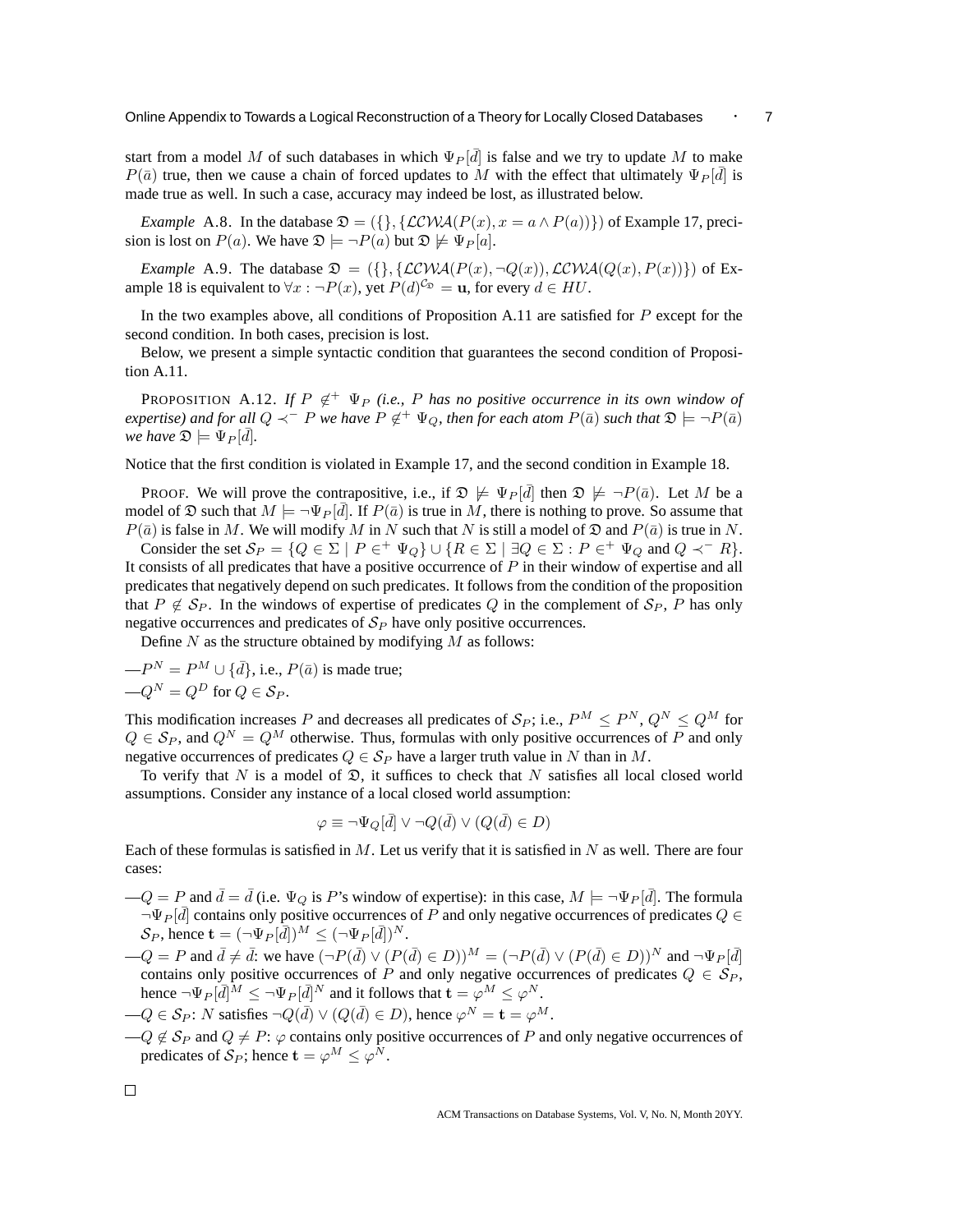start from a model $M$ of such databases in which $\Psi_P[\bar{d}]$ is false and we try to update $M$ to make $P(\bar{a})$ true, then we cause a chain of forced updates to $M$ with the effect that ultimately $\Psi_P[\bar{d}]$ is made true as well. In such a case, accuracy may indeed be lost, as illustrated below.

*Example* A.8. In the database $\mathfrak{D} = (\{\}, \{\mathcal{LCWA}(P(x), x = a \wedge P(a))\})$ of Example 17, precision is lost on $P(a)$. We have $\mathfrak{D} \models \neg P(a)$ but $\mathfrak{D} \not\models \Psi_P[a]$.

*Example* A.9. The database $\mathfrak{D} = (\{\}, \{\mathcal{LCWA}(P(x), \neg Q(x)), \mathcal{LCWA}(Q(x), P(x))\})$ of Example 18 is equivalent to $\forall x : \neg P(x)$, yet $P(d)^{\mathcal{C}_{\mathfrak{D}}} = \mathbf{u}$, for every $d \in HU$.

In the two examples above, all conditions of Proposition A.11 are satisfied for $P$ except for the second condition. In both cases, precision is lost.

Below, we present a simple syntactic condition that guarantees the second condition of Proposition A.11.

PROPOSITION A.12. *If $P \not\in^+ \Psi_P$ (i.e., $P$ has no positive occurrence in its own window of expertise) and for all $Q \prec^- P$ we have $P \not\in^+ \Psi_Q$, then for each atom $P(\bar{a})$ such that $\mathfrak{D} \models \neg P(\bar{a})$ we have $\mathfrak{D} \models \Psi_P[\bar{d}]$.*

Notice that the first condition is violated in Example 17, and the second condition in Example 18.

PROOF. We will prove the contrapositive, i.e., if $\mathfrak{D} \not\models \Psi_P[\bar{d}]$ then $\mathfrak{D} \not\models \neg P(\bar{a})$. Let $M$ be a model of $\mathfrak{D}$ such that $M \models \neg \Psi_P[\bar{d}]$. If $P(\bar{a})$ is true in $M$, there is nothing to prove. So assume that $P(\bar{a})$ is false in $M$. We will modify $M$ in $N$ such that $N$ is still a model of $\mathfrak{D}$ and $P(\bar{a})$ is true in $N$.

Consider the set $\mathcal{S}_P = \{Q \in \Sigma \mid P \in^+ \Psi_Q\} \cup \{R \in \Sigma \mid \exists Q \in \Sigma : P \in^+ \Psi_Q \text{ and } Q \prec^- R\}$. It consists of all predicates that have a positive occurrence of $P$ in their window of expertise and all predicates that negatively depend on such predicates. It follows from the condition of the proposition that $P \not\in \mathcal{S}_P$. In the windows of expertise of predicates $Q$ in the complement of $\mathcal{S}_P$, $P$ has only negative occurrences and predicates of $\mathcal{S}_P$ have only positive occurrences.

Define $N$ as the structure obtained by modifying $M$ as follows:

—$P^N = P^M \cup \{\bar{d}\}$, i.e., $P(\bar{a})$ is made true;
—$Q^N = Q^D$ for $Q \in \mathcal{S}_P$.

This modification increases $P$ and decreases all predicates of $\mathcal{S}_P$; i.e., $P^M \leq P^N$, $Q^N \leq Q^M$ for $Q \in \mathcal{S}_P$, and $Q^N = Q^M$ otherwise. Thus, formulas with only positive occurrences of $P$ and only negative occurrences of predicates $Q \in \mathcal{S}_P$ have a larger truth value in $N$ than in $M$.

To verify that $N$ is a model of $\mathfrak{D}$, it suffices to check that $N$ satisfies all local closed world assumptions. Consider any instance of a local closed world assumption:

$$\varphi \equiv \neg \Psi_Q[\bar{d}] \vee \neg Q(\bar{d}) \vee (Q(\bar{d}) \in D)$$

Each of these formulas is satisfied in $M$. Let us verify that it is satisfied in $N$ as well. There are four cases:

—$Q = P$ and $\bar{d} = \bar{d}$ (i.e. $\Psi_Q$ is $P$'s window of expertise): in this case, $M \models \neg \Psi_P[\bar{d}]$. The formula $\neg \Psi_P[\bar{d}]$ contains only positive occurrences of $P$ and only negative occurrences of predicates $Q \in \mathcal{S}_P$, hence $\mathbf{t} = (\neg \Psi_P[\bar{d}])^M \leq (\neg \Psi_P[\bar{d}])^N$.
—$Q = P$ and $\bar{d} \neq \bar{d}$: we have $(\neg P(\bar{d}) \vee (P(\bar{d}) \in D))^M = (\neg P(\bar{d}) \vee (P(\bar{d}) \in D))^N$ and $\neg \Psi_P[\bar{d}]$ contains only positive occurrences of $P$ and only negative occurrences of predicates $Q \in \mathcal{S}_P$, hence $\neg \Psi_P[\bar{d}]^M \leq \neg \Psi_P[\bar{d}]^N$ and it follows that $\mathbf{t} = \varphi^M \leq \varphi^N$.
—$Q \in \mathcal{S}_P$: $N$ satisfies $\neg Q(\bar{d}) \vee (Q(\bar{d}) \in D)$, hence $\varphi^N = \mathbf{t} = \varphi^M$.
—$Q \notin \mathcal{S}_P$ and $Q \neq P$: $\varphi$ contains only positive occurrences of $P$ and only negative occurrences of predicates of $\mathcal{S}_P$; hence $\mathbf{t} = \varphi^M \leq \varphi^N$.

□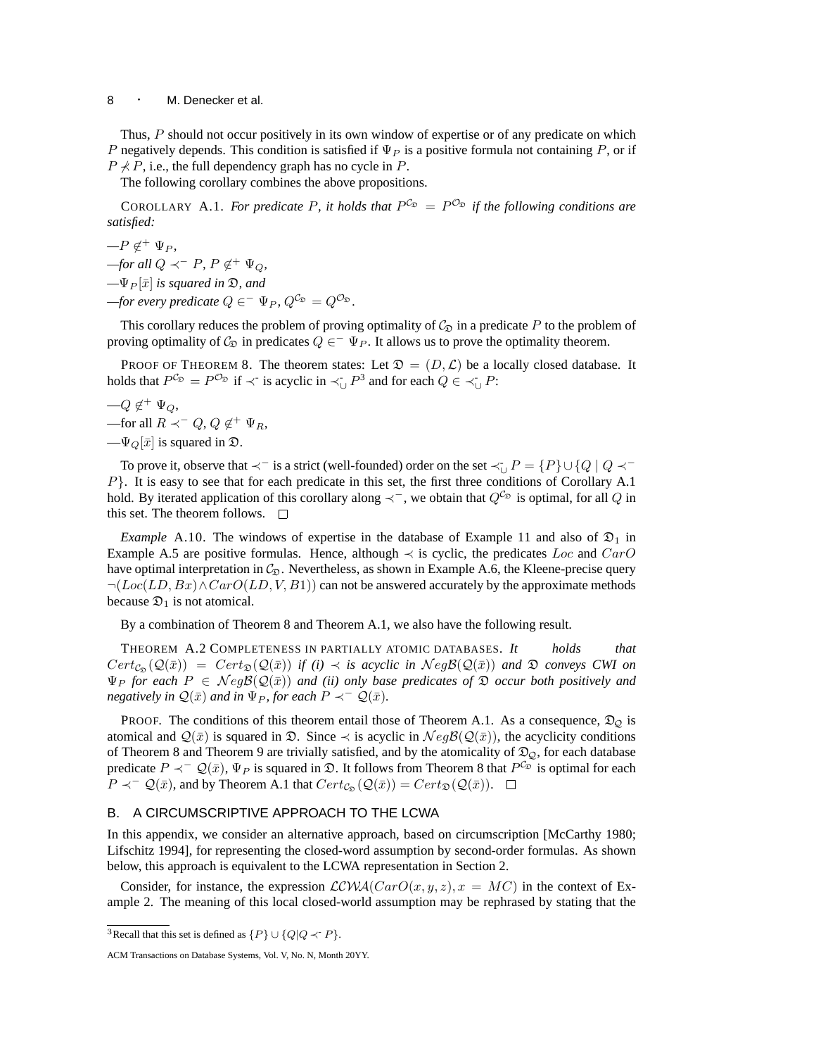Thus, $P$ should not occur positively in its own window of expertise or of any predicate on which $P$ negatively depends. This condition is satisfied if $\Psi_P$ is a positive formula not containing $P$, or if $P \not\prec P$, i.e., the full dependency graph has no cycle in $P$.

The following corollary combines the above propositions.

COROLLARY A.1. *For predicate $P$, it holds that $P^{\mathcal{C}_\mathfrak{D}} = P^{\mathcal{O}_\mathfrak{D}}$ if the following conditions are satisfied:*

—$P \notin^+ \Psi_P$,
—*for all* $Q \prec^- P$, $P \notin^+ \Psi_Q$,
—$\Psi_P[\bar{x}]$ *is squared in* $\mathfrak{D}$, *and*
—*for every predicate* $Q \in^- \Psi_P$, $Q^{\mathcal{C}_\mathfrak{D}} = Q^{\mathcal{O}_\mathfrak{D}}$.

This corollary reduces the problem of proving optimality of $\mathcal{C}_\mathfrak{D}$ in a predicate $P$ to the problem of proving optimality of $\mathcal{C}_\mathfrak{D}$ in predicates $Q \in^- \Psi_P$. It allows us to prove the optimality theorem.

PROOF OF THEOREM 8. The theorem states: Let $\mathfrak{D} = (D, \mathcal{L})$ be a locally closed database. It holds that $P^{\mathcal{C}_\mathfrak{D}} = P^{\mathcal{O}_\mathfrak{D}}$ if $\prec^-$ is acyclic in $\prec^-_\cup P$[3] and for each $Q \in \prec^-_\cup P$:

—$Q \notin^+ \Psi_Q$,
—for all $R \prec^- Q$, $Q \notin^+ \Psi_R$,
—$\Psi_Q[\bar{x}]$ is squared in $\mathfrak{D}$.

To prove it, observe that $\prec^-$ is a strict (well-founded) order on the set $\prec^-_\cup P = \{P\} \cup \{Q \mid Q \prec^- P\}$. It is easy to see that for each predicate in this set, the first three conditions of Corollary A.1 hold. By iterated application of this corollary along $\prec^-$, we obtain that $Q^{\mathcal{C}_\mathfrak{D}}$ is optimal, for all $Q$ in this set. The theorem follows. □

*Example* A.10. The windows of expertise in the database of Example 11 and also of $\mathfrak{D}_1$ in Example A.5 are positive formulas. Hence, although $\prec$ is cyclic, the predicates $Loc$ and $CarO$ have optimal interpretation in $\mathcal{C}_\mathfrak{D}$. Nevertheless, as shown in Example A.6, the Kleene-precise query $\neg(Loc(LD, Bx) \wedge CarO(LD, V, B1))$ can not be answered accurately by the approximate methods because $\mathfrak{D}_1$ is not atomical.

By a combination of Theorem 8 and Theorem A.1, we also have the following result.

THEOREM A.2 COMPLETENESS IN PARTIALLY ATOMIC DATABASES. *It holds that $Cert_{\mathcal{C}_\mathfrak{D}}(\mathcal{Q}(\bar{x})) = Cert_\mathfrak{D}(\mathcal{Q}(\bar{x}))$ if (i) $\prec$ is acyclic in $\mathcal{N}eg\mathcal{B}(\mathcal{Q}(\bar{x}))$ and $\mathfrak{D}$ conveys CWI on $\Psi_P$ for each $P \in \mathcal{N}eg\mathcal{B}(\mathcal{Q}(\bar{x}))$ and (ii) only base predicates of $\mathfrak{D}$ occur both positively and negatively in $\mathcal{Q}(\bar{x})$ and in $\Psi_P$, for each $P \prec^- \mathcal{Q}(\bar{x})$.*

PROOF. The conditions of this theorem entail those of Theorem A.1. As a consequence, $\mathfrak{D}_\mathcal{Q}$ is atomical and $\mathcal{Q}(\bar{x})$ is squared in $\mathfrak{D}$. Since $\prec$ is acyclic in $\mathcal{N}eg\mathcal{B}(\mathcal{Q}(\bar{x}))$, the acyclicity conditions of Theorem 8 and Theorem 9 are trivially satisfied, and by the atomicity of $\mathfrak{D}_\mathcal{Q}$, for each database predicate $P \prec^- \mathcal{Q}(\bar{x})$, $\Psi_P$ is squared in $\mathfrak{D}$. It follows from Theorem 8 that $P^{\mathcal{C}_\mathfrak{D}}$ is optimal for each $P \prec^- \mathcal{Q}(\bar{x})$, and by Theorem A.1 that $Cert_{\mathcal{C}_\mathfrak{D}}(\mathcal{Q}(\bar{x})) = Cert_\mathfrak{D}(\mathcal{Q}(\bar{x}))$. □

## B. A CIRCUMSCRIPTIVE APPROACH TO THE LCWA

In this appendix, we consider an alternative approach, based on circumscription [McCarthy 1980; Lifschitz 1994], for representing the closed-word assumption by second-order formulas. As shown below, this approach is equivalent to the LCWA representation in Section 2.

Consider, for instance, the expression $\mathcal{LCWA}(CarO(x, y, z), x = MC)$ in the context of Example 2. The meaning of this local closed-world assumption may be rephrased by stating that the

[3] Recall that this set is defined as $\{P\} \cup \{Q | Q \prec^- P\}$.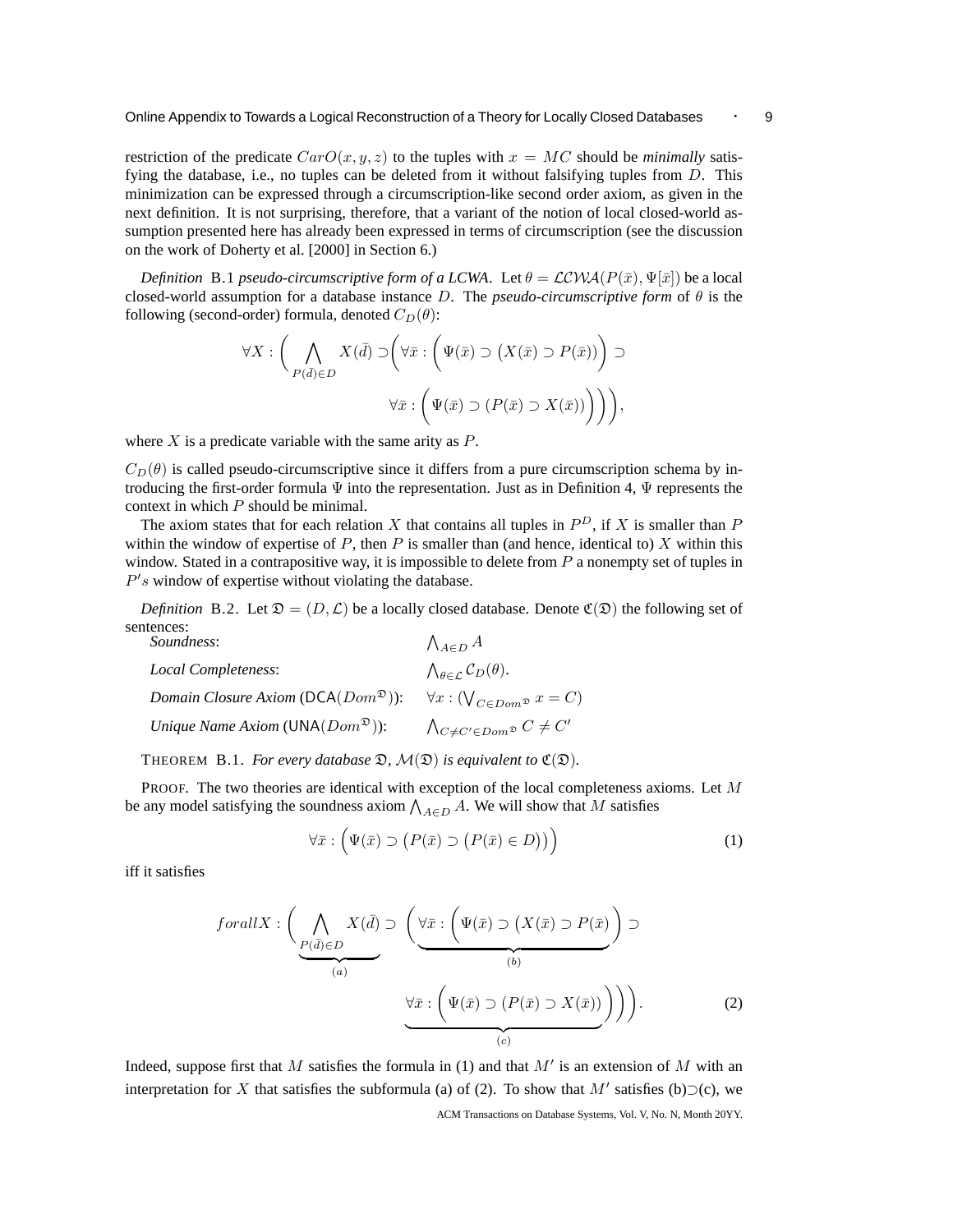restriction of the predicate $CarO(x, y, z)$ to the tuples with $x = MC$ should be *minimally* satisfying the database, i.e., no tuples can be deleted from it without falsifying tuples from $D$. This minimization can be expressed through a circumscription-like second order axiom, as given in the next definition. It is not surprising, therefore, that a variant of the notion of local closed-world assumption presented here has already been expressed in terms of circumscription (see the discussion on the work of Doherty et al. [2000] in Section 6.)

*Definition* B.1 *pseudo-circumscriptive form of a LCWA*. Let $\theta = \mathcal{LCWA}(P(\bar{x}), \Psi[\bar{x}])$ be a local closed-world assumption for a database instance $D$. The *pseudo-circumscriptive form* of $\theta$ is the following (second-order) formula, denoted $C_D(\theta)$:

$$\forall X : \Bigg( \bigwedge_{P(\bar{d}) \in D} X(\bar{d}) \supset \Bigg( \forall \bar{x} : \Bigg( \Psi(\bar{x}) \supset \big(X(\bar{x}) \supset P(\bar{x})\big)\Bigg) \supset \forall \bar{x} : \Bigg( \Psi(\bar{x}) \supset \big(P(\bar{x}) \supset X(\bar{x})\big)\Bigg)\Bigg)\Bigg),$$

where $X$ is a predicate variable with the same arity as $P$.

$C_D(\theta)$ is called pseudo-circumscriptive since it differs from a pure circumscription schema by introducing the first-order formula $\Psi$ into the representation. Just as in Definition 4, $\Psi$ represents the context in which $P$ should be minimal.

The axiom states that for each relation $X$ that contains all tuples in $P^D$, if $X$ is smaller than $P$ within the window of expertise of $P$, then $P$ is smaller than (and hence, identical to) $X$ within this window. Stated in a contrapositive way, it is impossible to delete from $P$ a nonempty set of tuples in $P's$ window of expertise without violating the database.

*Definition* B.2. Let $\mathfrak{D} = (D, \mathcal{L})$ be a locally closed database. Denote $\mathfrak{C}(\mathfrak{D})$ the following set of sentences:

| | |
|---|---|
| *Soundness*: | $\bigwedge_{A \in D} A$ |
| *Local Completeness*: | $\bigwedge_{\theta \in \mathcal{L}} \mathcal{C}_D(\theta)$. |
| *Domain Closure Axiom* (DCA($Dom^{\mathfrak{D}}$)): | $\forall x : (\bigvee_{C \in Dom^{\mathfrak{D}}} x = C)$ |
| *Unique Name Axiom* (UNA($Dom^{\mathfrak{D}}$)): | $\bigwedge_{C \neq C' \in Dom^{\mathfrak{D}}} C \neq C'$ |

THEOREM B.1. *For every database $\mathfrak{D}$, $\mathcal{M}(\mathfrak{D})$ is equivalent to $\mathfrak{C}(\mathfrak{D})$.*

PROOF. The two theories are identical with exception of the local completeness axioms. Let $M$ be any model satisfying the soundness axiom $\bigwedge_{A \in D} A$. We will show that $M$ satisfies

$$\forall \bar{x} : \Big( \Psi(\bar{x}) \supset \big(P(\bar{x}) \supset \big(P(\bar{x}) \in D\big)\big)\Big) \tag{1}$$

iff it satisfies

$$forall X : \Bigg( \underbrace{\bigwedge_{P(\bar{d}) \in D} X(\bar{d})}_{(a)} \supset \Bigg( \underbrace{\forall \bar{x} : \Bigg( \Psi(\bar{x}) \supset \big(X(\bar{x}) \supset P(\bar{x})\Bigg)}_{(b)} \supset \underbrace{\forall \bar{x} : \Bigg( \Psi(\bar{x}) \supset \big(P(\bar{x}) \supset X(\bar{x})\big)\Bigg)}_{(c)}\Bigg)\Bigg). \tag{2}$$

Indeed, suppose first that $M$ satisfies the formula in (1) and that $M'$ is an extension of $M$ with an interpretation for $X$ that satisfies the subformula (a) of (2). To show that $M'$ satisfies (b)$\supset$(c), we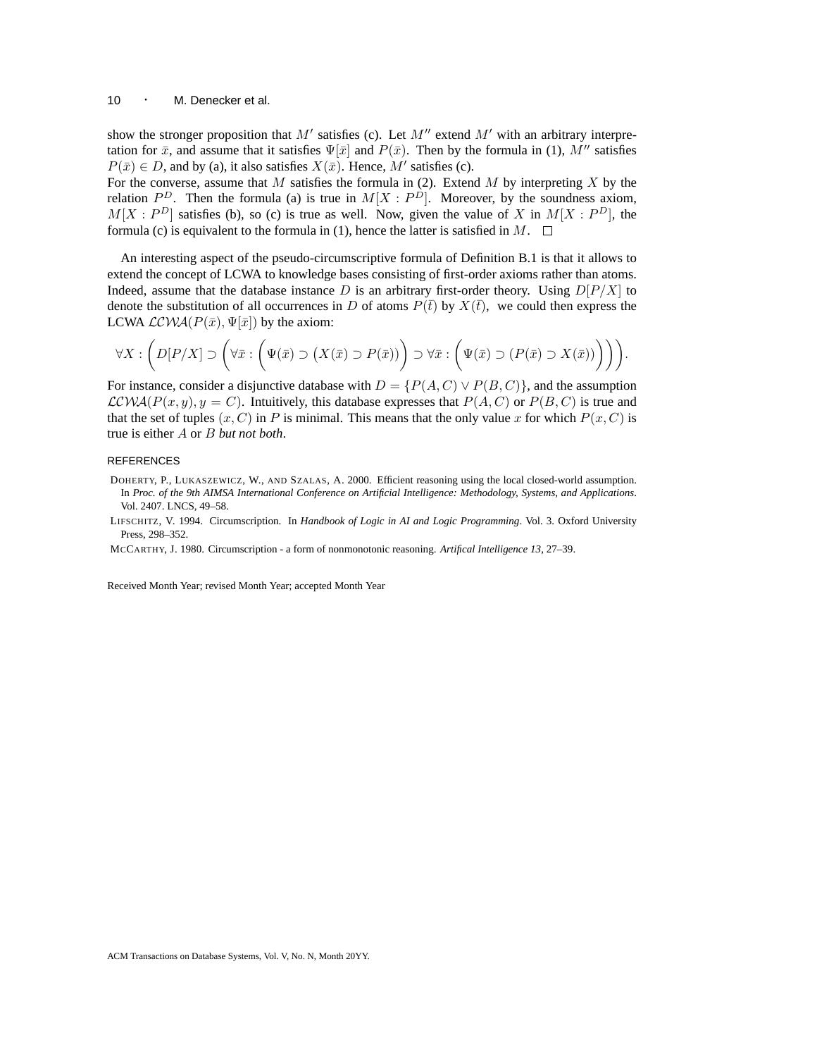show the stronger proposition that $M'$ satisfies (c). Let $M''$ extend $M'$ with an arbitrary interpretation for $\bar{x}$, and assume that it satisfies $\Psi[\bar{x}]$ and $P(\bar{x})$. Then by the formula in (1), $M''$ satisfies $P(\bar{x}) \in D$, and by (a), it also satisfies $X(\bar{x})$. Hence, $M'$ satisfies (c).

For the converse, assume that $M$ satisfies the formula in (2). Extend $M$ by interpreting $X$ by the relation $P^D$. Then the formula (a) is true in $M[X : P^D]$. Moreover, by the soundness axiom, $M[X : P^D]$ satisfies (b), so (c) is true as well. Now, given the value of $X$ in $M[X : P^D]$, the formula (c) is equivalent to the formula in (1), hence the latter is satisfied in $M$. □

An interesting aspect of the pseudo-circumscriptive formula of Definition B.1 is that it allows to extend the concept of LCWA to knowledge bases consisting of first-order axioms rather than atoms. Indeed, assume that the database instance $D$ is an arbitrary first-order theory. Using $D[P/X]$ to denote the substitution of all occurrences in $D$ of atoms $P(\bar{t})$ by $X(\bar{t})$, we could then express the LCWA $\mathcal{LCWA}(P(\bar{x}), \Psi[\bar{x}])$ by the axiom:

$$\forall X : \left( D[P/X] \supset \left( \forall \bar{x} : \left( \Psi(\bar{x}) \supset \left( X(\bar{x}) \supset P(\bar{x}) \right) \right) \supset \forall \bar{x} : \left( \Psi(\bar{x}) \supset \left( P(\bar{x}) \supset X(\bar{x}) \right) \right) \right) \right).$$

For instance, consider a disjunctive database with $D = \{P(A, C) \vee P(B, C)\}$, and the assumption $\mathcal{LCWA}(P(x, y), y = C)$. Intuitively, this database expresses that $P(A, C)$ or $P(B, C)$ is true and that the set of tuples $(x, C)$ in $P$ is minimal. This means that the only value $x$ for which $P(x, C)$ is true is either $A$ or $B$ *but not both*.

## REFERENCES

DOHERTY, P., LUKASZEWICZ, W., AND SZALAS, A. 2000. Efficient reasoning using the local closed-world assumption. In *Proc. of the 9th AIMSA International Conference on Artificial Intelligence: Methodology, Systems, and Applications*. Vol. 2407. LNCS, 49–58.

LIFSCHITZ, V. 1994. Circumscription. In *Handbook of Logic in AI and Logic Programming*. Vol. 3. Oxford University Press, 298–352.

MCCARTHY, J. 1980. Circumscription - a form of nonmonotonic reasoning. *Artifical Intelligence 13*, 27–39.

Received Month Year; revised Month Year; accepted Month Year